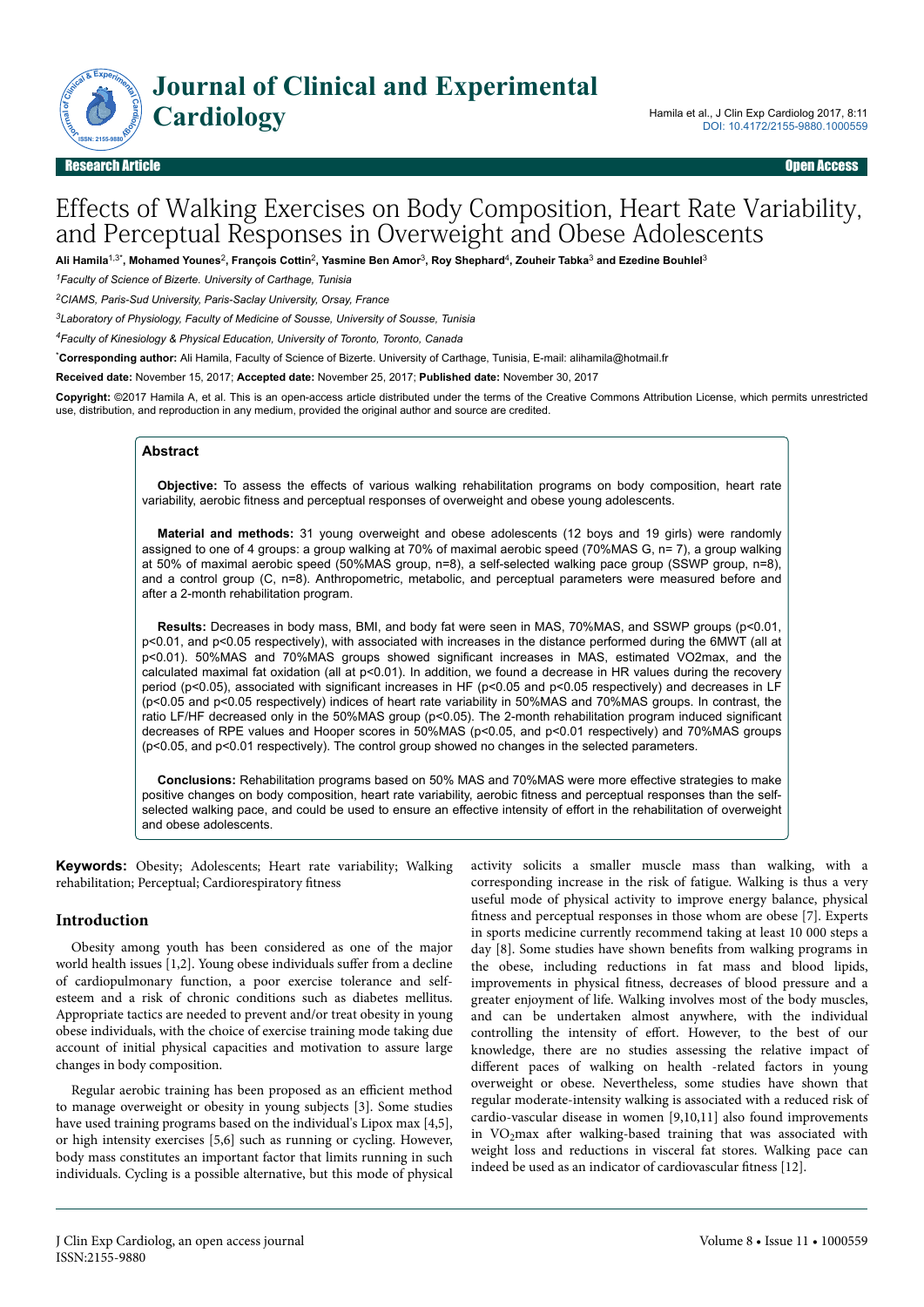# Effects of Walking Exercises on Body Composition, Heart Rate Variability, and Perceptual Responses in Overweight and Obese Adolescents

**Ali Hamila[1,3*], Mohamed Younes[2], François Cottin[2], Yasmine Ben Amor[3], Roy Shephard[4], Zouheir Tabka[3] and Ezedine Bouhlel[3]**

[1]*Faculty of Science of Bizerte. University of Carthage, Tunisia*

[2]*CIAMS, Paris-Sud University, Paris-Saclay University, Orsay, France*

[3]*Laboratory of Physiology, Faculty of Medicine of Sousse, University of Sousse, Tunisia*

[4]*Faculty of Kinesiology & Physical Education, University of Toronto, Toronto, Canada*

[*]**Corresponding author:** Ali Hamila, Faculty of Science of Bizerte. University of Carthage, Tunisia, E-mail: alihamila@hotmail.fr

**Received date:** November 15, 2017; **Accepted date:** November 25, 2017; **Published date:** November 30, 2017

**Copyright:** ©2017 Hamila A, et al. This is an open-access article distributed under the terms of the Creative Commons Attribution License, which permits unrestricted use, distribution, and reproduction in any medium, provided the original author and source are credited.

## Abstract

**Objective:** To assess the effects of various walking rehabilitation programs on body composition, heart rate variability, aerobic fitness and perceptual responses of overweight and obese young adolescents.

**Material and methods:** 31 young overweight and obese adolescents (12 boys and 19 girls) were randomly assigned to one of 4 groups: a group walking at 70% of maximal aerobic speed (70%MAS G, n= 7), a group walking at 50% of maximal aerobic speed (50%MAS group, n=8), a self-selected walking pace group (SSWP group, n=8), and a control group (C, n=8). Anthropometric, metabolic, and perceptual parameters were measured before and after a 2-month rehabilitation program.

**Results:** Decreases in body mass, BMI, and body fat were seen in MAS, 70%MAS, and SSWP groups ($p<0.01$, $p<0.01$, and $p<0.05$ respectively), with associated with increases in the distance performed during the 6MWT (all at $p<0.01$). 50%MAS and 70%MAS groups showed significant increases in MAS, estimated VO2max, and the calculated maximal fat oxidation (all at $p<0.01$). In addition, we found a decrease in HR values during the recovery period ($p<0.05$), associated with significant increases in HF ($p<0.05$ and $p<0.05$ respectively) and decreases in LF ($p<0.05$ and $p<0.05$ respectively) indices of heart rate variability in 50%MAS and 70%MAS groups. In contrast, the ratio LF/HF decreased only in the 50%MAS group ($p<0.05$). The 2-month rehabilitation program induced significant decreases of RPE values and Hooper scores in 50%MAS ($p<0.05$, and $p<0.01$ respectively) and 70%MAS groups ($p<0.05$, and $p<0.01$ respectively). The control group showed no changes in the selected parameters.

**Conclusions:** Rehabilitation programs based on 50% MAS and 70%MAS were more effective strategies to make positive changes on body composition, heart rate variability, aerobic fitness and perceptual responses than the self-selected walking pace, and could be used to ensure an effective intensity of effort in the rehabilitation of overweight and obese adolescents.

**Keywords:** Obesity; Adolescents; Heart rate variability; Walking rehabilitation; Perceptual; Cardiorespiratory fitness

## Introduction

Obesity among youth has been considered as one of the major world health issues [1,2]. Young obese individuals suffer from a decline of cardiopulmonary function, a poor exercise tolerance and self-esteem and a risk of chronic conditions such as diabetes mellitus. Appropriate tactics are needed to prevent and/or treat obesity in young obese individuals, with the choice of exercise training mode taking due account of initial physical capacities and motivation to assure large changes in body composition.

Regular aerobic training has been proposed as an efficient method to manage overweight or obesity in young subjects [3]. Some studies have used training programs based on the individual's Lipox max [4,5], or high intensity exercises [5,6] such as running or cycling. However, body mass constitutes an important factor that limits running in such individuals. Cycling is a possible alternative, but this mode of physical activity solicits a smaller muscle mass than walking, with a corresponding increase in the risk of fatigue. Walking is thus a very useful mode of physical activity to improve energy balance, physical fitness and perceptual responses in those whom are obese [7]. Experts in sports medicine currently recommend taking at least 10 000 steps a day [8]. Some studies have shown benefits from walking programs in the obese, including reductions in fat mass and blood lipids, improvements in physical fitness, decreases of blood pressure and a greater enjoyment of life. Walking involves most of the body muscles, and can be undertaken almost anywhere, with the individual controlling the intensity of effort. However, to the best of our knowledge, there are no studies assessing the relative impact of different paces of walking on health -related factors in young overweight or obese. Nevertheless, some studies have shown that regular moderate-intensity walking is associated with a reduced risk of cardio-vascular disease in women [9,10,11] also found improvements in $VO_2max$ after walking-based training that was associated with weight loss and reductions in visceral fat stores. Walking pace can indeed be used as an indicator of cardiovascular fitness [12].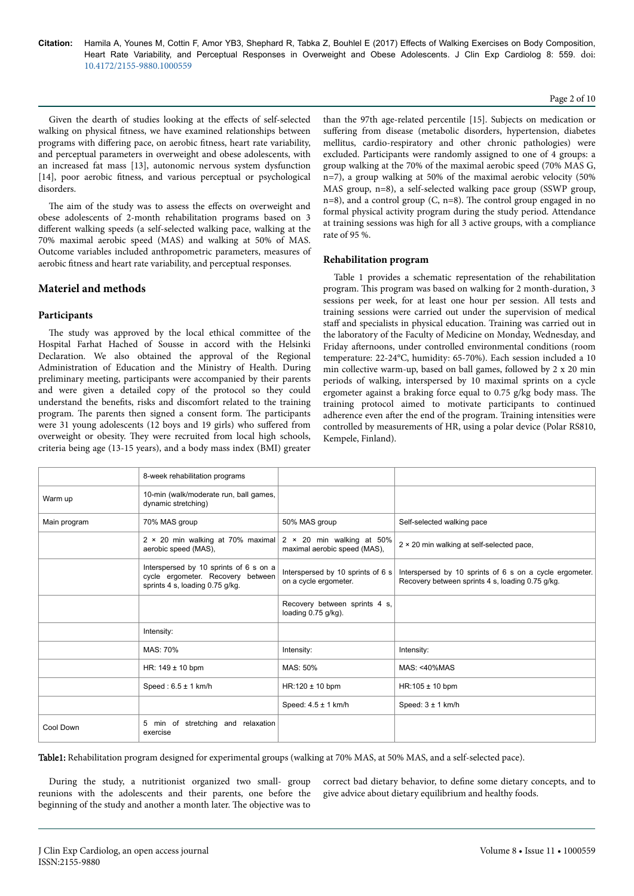Given the dearth of studies looking at the effects of self-selected walking on physical fitness, we have examined relationships between programs with differing pace, on aerobic fitness, heart rate variability, and perceptual parameters in overweight and obese adolescents, with an increased fat mass [13], autonomic nervous system dysfunction [14], poor aerobic fitness, and various perceptual or psychological disorders.

The aim of the study was to assess the effects on overweight and obese adolescents of 2-month rehabilitation programs based on 3 different walking speeds (a self-selected walking pace, walking at the 70% maximal aerobic speed (MAS) and walking at 50% of MAS. Outcome variables included anthropometric parameters, measures of aerobic fitness and heart rate variability, and perceptual responses.

## Materiel and methods

### Participants

The study was approved by the local ethical committee of the Hospital Farhat Hached of Sousse in accord with the Helsinki Declaration. We also obtained the approval of the Regional Administration of Education and the Ministry of Health. During preliminary meeting, participants were accompanied by their parents and were given a detailed copy of the protocol so they could understand the benefits, risks and discomfort related to the training program. The parents then signed a consent form. The participants were 31 young adolescents (12 boys and 19 girls) who suffered from overweight or obesity. They were recruited from local high schools, criteria being age (13-15 years), and a body mass index (BMI) greater than the 97th age-related percentile [15]. Subjects on medication or suffering from disease (metabolic disorders, hypertension, diabetes mellitus, cardio-respiratory and other chronic pathologies) were excluded. Participants were randomly assigned to one of 4 groups: a group walking at the 70% of the maximal aerobic speed (70% MAS G, n=7), a group walking at 50% of the maximal aerobic velocity (50% MAS group, n=8), a self-selected walking pace group (SSWP group, n=8), and a control group (C, n=8). The control group engaged in no formal physical activity program during the study period. Attendance at training sessions was high for all 3 active groups, with a compliance rate of 95 %.

### Rehabilitation program

Table 1 provides a schematic representation of the rehabilitation program. This program was based on walking for 2 month-duration, 3 sessions per week, for at least one hour per session. All tests and training sessions were carried out under the supervision of medical staff and specialists in physical education. Training was carried out in the laboratory of the Faculty of Medicine on Monday, Wednesday, and Friday afternoons, under controlled environmental conditions (room temperature: 22-24°C, humidity: 65-70%). Each session included a 10 min collective warm-up, based on ball games, followed by 2 x 20 min periods of walking, interspersed by 10 maximal sprints on a cycle ergometer against a braking force equal to 0.75 g/kg body mass. The training protocol aimed to motivate participants to continued adherence even after the end of the program. Training intensities were controlled by measurements of HR, using a polar device (Polar RS810, Kempele, Finland).

| | 8-week rehabilitation programs | | |
|---|---|---|---|
| Warm up | 10-min (walk/moderate run, ball games, dynamic stretching) | | |
| Main program | 70% MAS group | 50% MAS group | Self-selected walking pace |
| | 2 × 20 min walking at 70% maximal aerobic speed (MAS), | 2 × 20 min walking at 50% maximal aerobic speed (MAS), | 2 × 20 min walking at self-selected pace, |
| | Interspersed by 10 sprints of 6 s on a cycle ergometer. Recovery between sprints 4 s, loading 0.75 g/kg. | Interspersed by 10 sprints of 6 s on a cycle ergometer. | Interspersed by 10 sprints of 6 s on a cycle ergometer. Recovery between sprints 4 s, loading 0.75 g/kg. |
| | | Recovery between sprints 4 s, loading 0.75 g/kg). | |
| | Intensity: | | |
| | MAS: 70% | Intensity: | Intensity: |
| | HR: 149 ± 10 bpm | MAS: 50% | MAS: <40%MAS |
| | Speed : 6.5 ± 1 km/h | HR:120 ± 10 bpm | HR:105 ± 10 bpm |
| | | Speed: 4.5 ± 1 km/h | Speed: 3 ± 1 km/h |
| Cool Down | 5 min of stretching and relaxation exercise | | |

**Table1:** Rehabilitation program designed for experimental groups (walking at 70% MAS, at 50% MAS, and a self-selected pace).

During the study, a nutritionist organized two small- group reunions with the adolescents and their parents, one before the beginning of the study and another a month later. The objective was to correct bad dietary behavior, to define some dietary concepts, and to give advice about dietary equilibrium and healthy foods.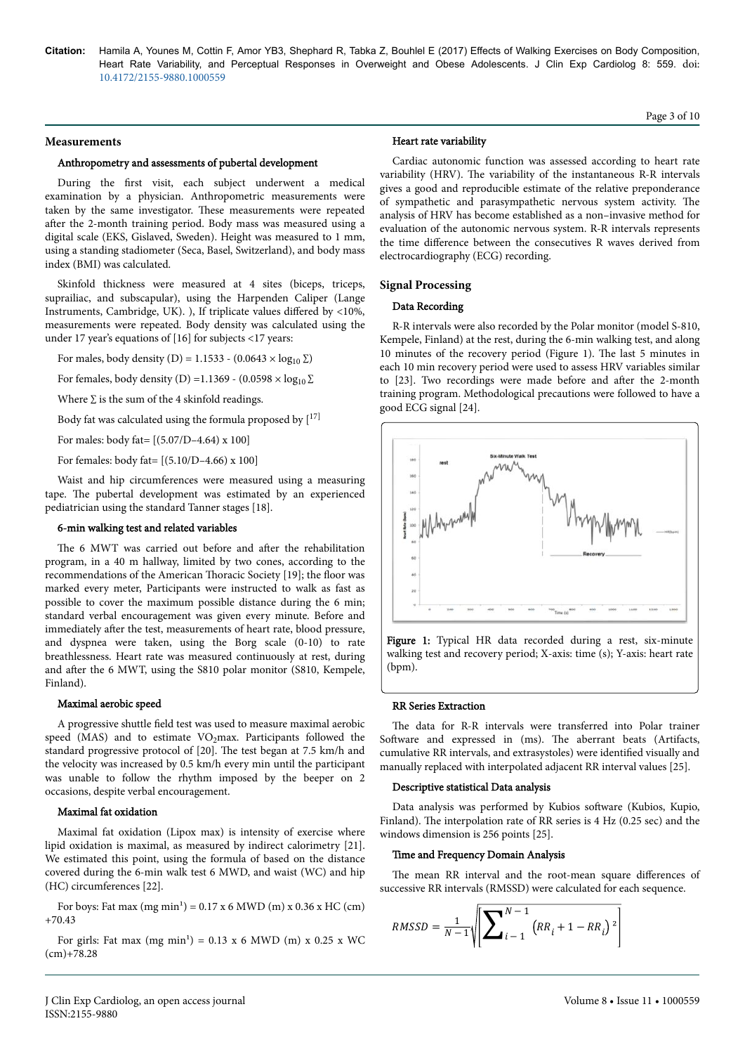## Measurements

### Anthropometry and assessments of pubertal development

During the first visit, each subject underwent a medical examination by a physician. Anthropometric measurements were taken by the same investigator. These measurements were repeated after the 2-month training period. Body mass was measured using a digital scale (EKS, Gislaved, Sweden). Height was measured to 1 mm, using a standing stadiometer (Seca, Basel, Switzerland), and body mass index (BMI) was calculated.

Skinfold thickness were measured at 4 sites (biceps, triceps, suprailiac, and subscapular), using the Harpenden Caliper (Lange Instruments, Cambridge, UK). ), If triplicate values differed by <10%, measurements were repeated. Body density was calculated using the under 17 year's equations of [16] for subjects <17 years:

For males, body density (D) = 1.1533 - ($0.0643 \times \log_{10} \Sigma$)

For females, body density (D) =1.1369 - ($0.0598 \times \log_{10} \Sigma$

Where $\Sigma$ is the sum of the 4 skinfold readings.

Body fat was calculated using the formula proposed by [17]

For males: body fat= [(5.07/D–4.64) x 100]

For females: body fat= [(5.10/D–4.66) x 100]

Waist and hip circumferences were measured using a measuring tape. The pubertal development was estimated by an experienced pediatrician using the standard Tanner stages [18].

### 6-min walking test and related variables

The 6 MWT was carried out before and after the rehabilitation program, in a 40 m hallway, limited by two cones, according to the recommendations of the American Thoracic Society [19]; the floor was marked every meter, Participants were instructed to walk as fast as possible to cover the maximum possible distance during the 6 min; standard verbal encouragement was given every minute. Before and immediately after the test, measurements of heart rate, blood pressure, and dyspnea were taken, using the Borg scale (0-10) to rate breathlessness. Heart rate was measured continuously at rest, during and after the 6 MWT, using the S810 polar monitor (S810, Kempele, Finland).

### Maximal aerobic speed

A progressive shuttle field test was used to measure maximal aerobic speed (MAS) and to estimate $VO_2$max. Participants followed the standard progressive protocol of [20]. The test began at 7.5 km/h and the velocity was increased by 0.5 km/h every min until the participant was unable to follow the rhythm imposed by the beeper on 2 occasions, despite verbal encouragement.

### Maximal fat oxidation

Maximal fat oxidation (Lipox max) is intensity of exercise where lipid oxidation is maximal, as measured by indirect calorimetry [21]. We estimated this point, using the formula of based on the distance covered during the 6-min walk test 6 MWD, and waist (WC) and hip (HC) circumferences [22].

For boys: Fat max (mg min$^1$) = 0.17 x 6 MWD (m) x 0.36 x HC (cm) +70.43

For girls: Fat max (mg min$^1$) = 0.13 x 6 MWD (m) x 0.25 x WC (cm)+78.28

### Heart rate variability

Cardiac autonomic function was assessed according to heart rate variability (HRV). The variability of the instantaneous R-R intervals gives a good and reproducible estimate of the relative preponderance of sympathetic and parasympathetic nervous system activity. The analysis of HRV has become established as a non–invasive method for evaluation of the autonomic nervous system. R-R intervals represents the time difference between the consecutives R waves derived from electrocardiography (ECG) recording.

## Signal Processing

### Data Recording

R-R intervals were also recorded by the Polar monitor (model S-810, Kempele, Finland) at the rest, during the 6-min walking test, and along 10 minutes of the recovery period (Figure 1). The last 5 minutes in each 10 min recovery period were used to assess HRV variables similar to [23]. Two recordings were made before and after the 2-month training program. Methodological precautions were followed to have a good ECG signal [24].

**Figure 1:** Typical HR data recorded during a rest, six-minute walking test and recovery period; X-axis: time (s); Y-axis: heart rate (bpm).

### RR Series Extraction

The data for R-R intervals were transferred into Polar trainer Software and expressed in (ms). The aberrant beats (Artifacts, cumulative RR intervals, and extrasystoles) were identified visually and manually replaced with interpolated adjacent RR interval values [25].

### Descriptive statistical Data analysis

Data analysis was performed by Kubios software (Kubios, Kupio, Finland). The interpolation rate of RR series is 4 Hz (0.25 sec) and the windows dimension is 256 points [25].

### Time and Frequency Domain Analysis

The mean RR interval and the root-mean square differences of successive RR intervals (RMSSD) were calculated for each sequence.

$$RMSSD = \frac{1}{N-1}\sqrt{\left[\sum_{i-1}^{N-1}\left(RR_i + 1 - RR_i\right)^2\right]}$$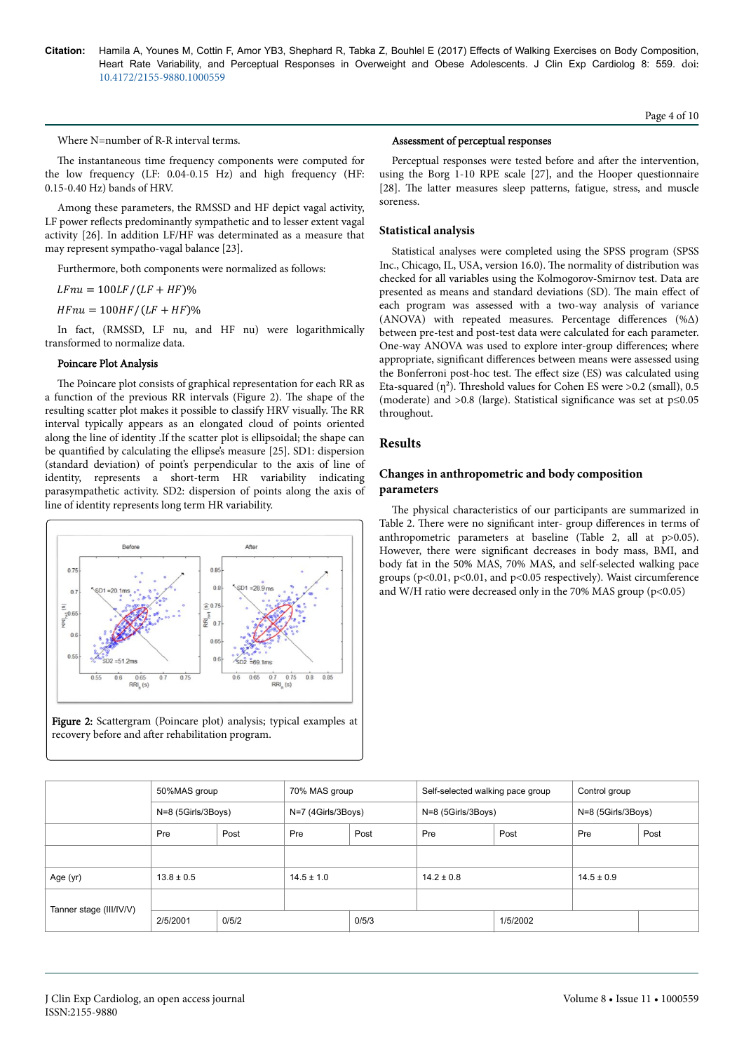Where N=number of R-R interval terms.

The instantaneous time frequency components were computed for the low frequency (LF: 0.04-0.15 Hz) and high frequency (HF: 0.15-0.40 Hz) bands of HRV.

Among these parameters, the RMSSD and HF depict vagal activity, LF power reflects predominantly sympathetic and to lesser extent vagal activity [26]. In addition LF/HF was determinated as a measure that may represent sympatho-vagal balance [23].

Furthermore, both components were normalized as follows:

$$LFnu = 100LF/(LF + HF)\%$$

$$HFnu = 100HF/(LF + HF)\%$$

In fact, (RMSSD, LF nu, and HF nu) were logarithmically transformed to normalize data.

### Poincare Plot Analysis

The Poincare plot consists of graphical representation for each RR as a function of the previous RR intervals (Figure 2). The shape of the resulting scatter plot makes it possible to classify HRV visually. The RR interval typically appears as an elongated cloud of points oriented along the line of identity .If the scatter plot is ellipsoidal; the shape can be quantified by calculating the ellipse's measure [25]. SD1: dispersion (standard deviation) of point's perpendicular to the axis of line of identity, represents a short-term HR variability indicating parasympathetic activity. SD2: dispersion of points along the axis of line of identity represents long term HR variability.

**Figure 2:** Scattergram (Poincare plot) analysis; typical examples at recovery before and after rehabilitation program.

### Assessment of perceptual responses

Perceptual responses were tested before and after the intervention, using the Borg 1-10 RPE scale [27], and the Hooper questionnaire [28]. The latter measures sleep patterns, fatigue, stress, and muscle soreness.

## Statistical analysis

Statistical analyses were completed using the SPSS program (SPSS Inc., Chicago, IL, USA, version 16.0). The normality of distribution was checked for all variables using the Kolmogorov-Smirnov test. Data are presented as means and standard deviations (SD). The main effect of each program was assessed with a two-way analysis of variance (ANOVA) with repeated measures. Percentage differences (%Δ) between pre-test and post-test data were calculated for each parameter. One-way ANOVA was used to explore inter-group differences; where appropriate, significant differences between means were assessed using the Bonferroni post-hoc test. The effect size (ES) was calculated using Eta-squared ($\eta^2$). Threshold values for Cohen ES were >0.2 (small), 0.5 (moderate) and >0.8 (large). Statistical significance was set at $p \leq 0.05$ throughout.

# Results

## Changes in anthropometric and body composition parameters

The physical characteristics of our participants are summarized in Table 2. There were no significant inter- group differences in terms of anthropometric parameters at baseline (Table 2, all at $p>0.05$). However, there were significant decreases in body mass, BMI, and body fat in the 50% MAS, 70% MAS, and self-selected walking pace groups ($p<0.01$, $p<0.01$, and $p<0.05$ respectively). Waist circumference and W/H ratio were decreased only in the 70% MAS group ($p<0.05$)

| | 50%MAS group | | 70% MAS group | | Self-selected walking pace group | | Control group | |
|---|---|---|---|---|---|---|---|---|
| | N=8 (5Girls/3Boys) | | N=7 (4Girls/3Boys) | | N=8 (5Girls/3Boys) | | N=8 (5Girls/3Boys) | |
| | Pre | Post | Pre | Post | Pre | Post | Pre | Post |
| | | | | | | | | |
| Age (yr) | 13.8 ± 0.5 | | 14.5 ± 1.0 | | 14.2 ± 0.8 | | 14.5 ± 0.9 | |
| Tanner stage (III/IV/V) | | | | | | | | |
| | 2/5/2001 | 0/5/2 | | 0/5/3 | | 1/5/2002 | | |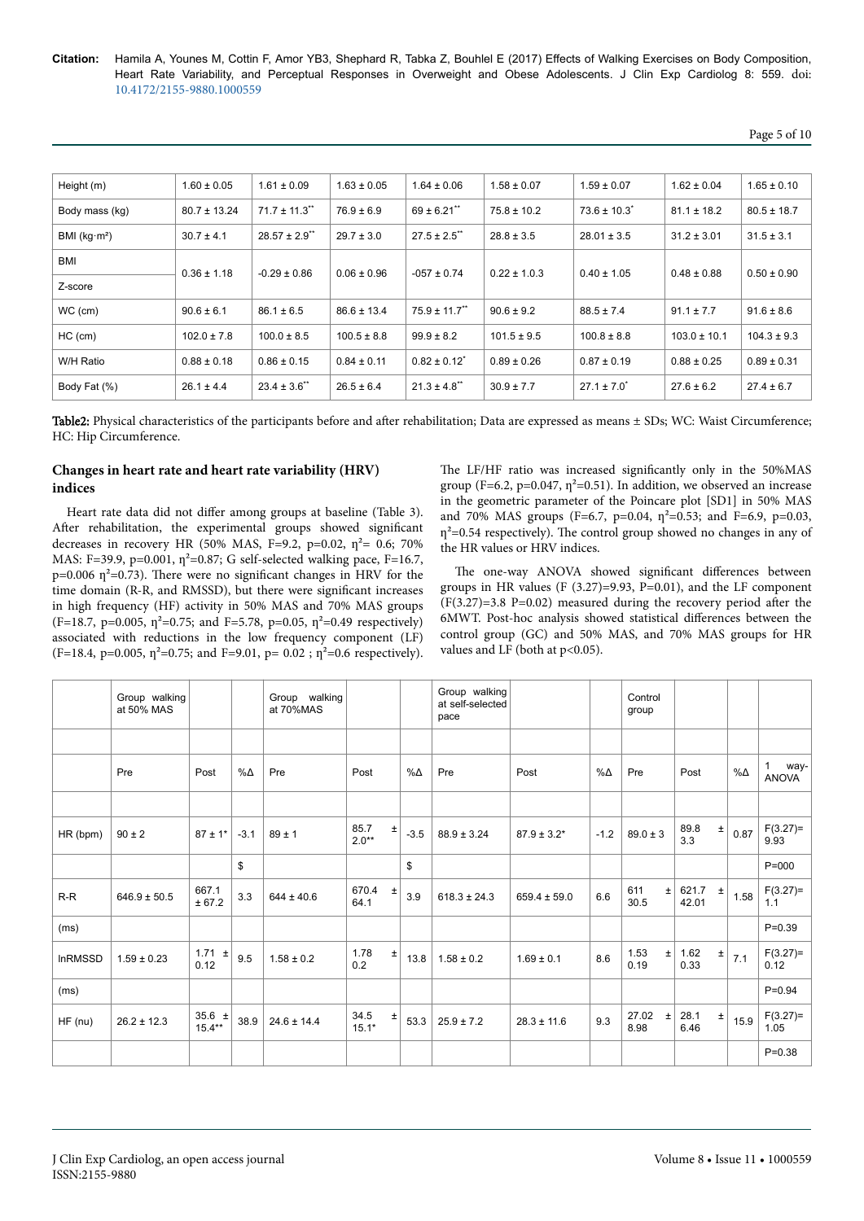| Height (m) | 1.60 ± 0.05 | 1.61 ± 0.09 | 1.63 ± 0.05 | 1.64 ± 0.06 | 1.58 ± 0.07 | 1.59 ± 0.07 | 1.62 ± 0.04 | 1.65 ± 0.10 |
|---|---|---|---|---|---|---|---|---|
| Body mass (kg) | 80.7 ± 13.24 | 71.7 ± 11.3** | 76.9 ± 6.9 | 69 ± 6.21** | 75.8 ± 10.2 | 73.6 ± 10.3* | 81.1 ± 18.2 | 80.5 ± 18.7 |
| BMI (kg·m²) | 30.7 ± 4.1 | 28.57 ± 2.9** | 29.7 ± 3.0 | 27.5 ± 2.5** | 28.8 ± 3.5 | 28.01 ± 3.5 | 31.2 ± 3.01 | 31.5 ± 3.1 |
| BMI Z-score | 0.36 ± 1.18 | -0.29 ± 0.86 | 0.06 ± 0.96 | -057 ± 0.74 | 0.22 ± 1.0.3 | 0.40 ± 1.05 | 0.48 ± 0.88 | 0.50 ± 0.90 |
| WC (cm) | 90.6 ± 6.1 | 86.1 ± 6.5 | 86.6 ± 13.4 | 75.9 ± 11.7** | 90.6 ± 9.2 | 88.5 ± 7.4 | 91.1 ± 7.7 | 91.6 ± 8.6 |
| HC (cm) | 102.0 ± 7.8 | 100.0 ± 8.5 | 100.5 ± 8.8 | 99.9 ± 8.2 | 101.5 ± 9.5 | 100.8 ± 8.8 | 103.0 ± 10.1 | 104.3 ± 9.3 |
| W/H Ratio | 0.88 ± 0.18 | 0.86 ± 0.15 | 0.84 ± 0.11 | 0.82 ± 0.12* | 0.89 ± 0.26 | 0.87 ± 0.19 | 0.88 ± 0.25 | 0.89 ± 0.31 |
| Body Fat (%) | 26.1 ± 4.4 | 23.4 ± 3.6** | 26.5 ± 6.4 | 21.3 ± 4.8** | 30.9 ± 7.7 | 27.1 ± 7.0* | 27.6 ± 6.2 | 27.4 ± 6.7 |

**Table2:** Physical characteristics of the participants before and after rehabilitation; Data are expressed as means ± SDs; WC: Waist Circumference; HC: Hip Circumference.

## Changes in heart rate and heart rate variability (HRV) indices

Heart rate data did not differ among groups at baseline (Table 3). After rehabilitation, the experimental groups showed significant decreases in recovery HR (50% MAS, F=9.2, p=0.02, $\eta^2$= 0.6; 70% MAS: F=39.9, p=0.001, $\eta^2$=0.87; G self-selected walking pace, F=16.7, p=0.006 $\eta^2$=0.73). There were no significant changes in HRV for the time domain (R-R, and RMSSD), but there were significant increases in high frequency (HF) activity in 50% MAS and 70% MAS groups (F=18.7, p=0.005, $\eta^2$=0.75; and F=5.78, p=0.05, $\eta^2$=0.49 respectively) associated with reductions in the low frequency component (LF) (F=18.4, p=0.005, $\eta^2$=0.75; and F=9.01, p= 0.02 ; $\eta^2$=0.6 respectively). The LF/HF ratio was increased significantly only in the 50%MAS group (F=6.2, p=0.047, $\eta^2$=0.51). In addition, we observed an increase in the geometric parameter of the Poincare plot [SD1] in 50% MAS and 70% MAS groups (F=6.7, p=0.04, $\eta^2$=0.53; and F=6.9, p=0.03, $\eta^2$=0.54 respectively). The control group showed no changes in any of the HR values or HRV indices.

The one-way ANOVA showed significant differences between groups in HR values (F (3.27)=9.93, P=0.01), and the LF component (F(3.27)=3.8 P=0.02) measured during the recovery period after the 6MWT. Post-hoc analysis showed statistical differences between the control group (GC) and 50% MAS, and 70% MAS groups for HR values and LF (both at p<0.05).

| | Group walking at 50% MAS | | | Group walking at 70%MAS | | | Group walking at self-selected pace | | | Control group | | | |
|---|---|---|---|---|---|---|---|---|---|---|---|---|---|
| | Pre | Post | %Δ | Pre | Post | %Δ | Pre | Post | %Δ | Pre | Post | %Δ | 1 way-ANOVA |
| HR (bpm) | 90 ± 2 | 87 ± 1* | -3.1 $ | 89 ± 1 | 85.7 ± 2.0** | -3.5 $ | 88.9 ± 3.24 | 87.9 ± 3.2* | -1.2 | 89.0 ± 3 | 89.8 ± 3.3 | 0.87 | F(3.27)= 9.93 P=000 |
| R-R (ms) | 646.9 ± 50.5 | 667.1 ± 67.2 | 3.3 | 644 ± 40.6 | 670.4 ± 64.1 | 3.9 | 618.3 ± 24.3 | 659.4 ± 59.0 | 6.6 | 611 ± 30.5 | 621.7 ± 42.01 | 1.58 | F(3.27)= 1.1 P=0.39 |
| lnRMSSD (ms) | 1.59 ± 0.23 | 1.71 ± 0.12 | 9.5 | 1.58 ± 0.2 | 1.78 ± 0.2 | 13.8 | 1.58 ± 0.2 | 1.69 ± 0.1 | 8.6 | 1.53 ± 0.19 | 1.62 ± 0.33 | 7.1 | F(3.27)= 0.12 P=0.94 |
| HF (nu) | 26.2 ± 12.3 | 35.6 ± 15.4** | 38.9 | 24.6 ± 14.4 | 34.5 ± 15.1* | 53.3 | 25.9 ± 7.2 | 28.3 ± 11.6 | 9.3 | 27.02 ± 8.98 | 28.1 ± 6.46 | 15.9 | F(3.27)= 1.05 P=0.38 |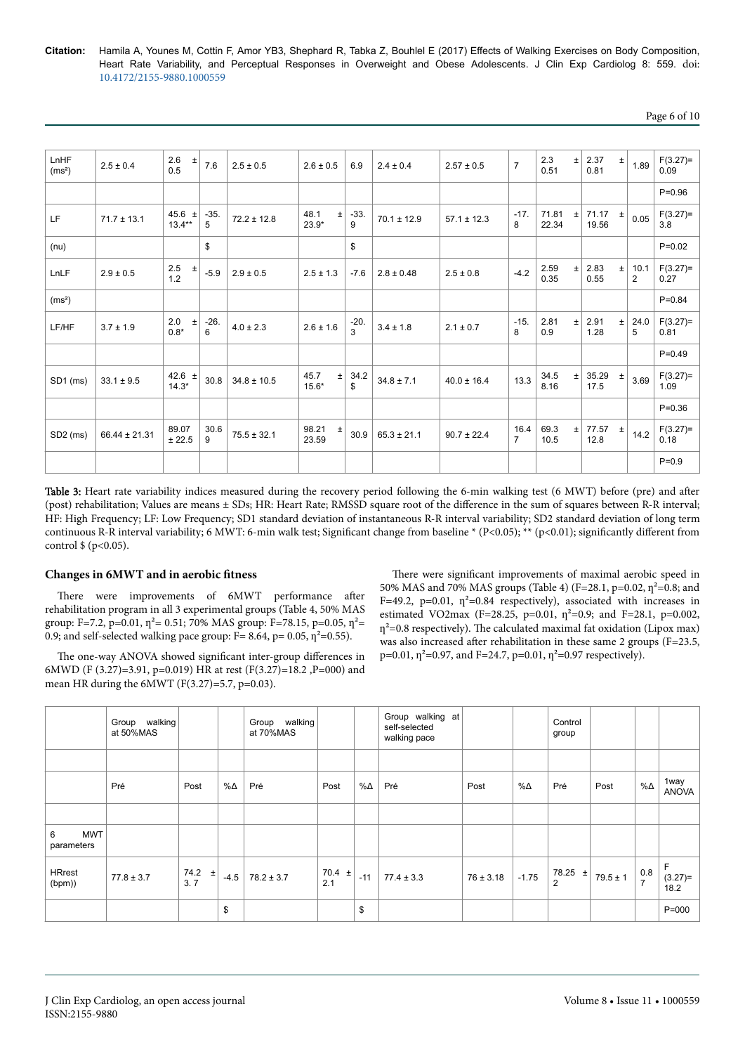| LnHF (ms²) | 2.5 ± 0.4 | 2.6 ± 0.5 | 7.6 | 2.5 ± 0.5 | 2.6 ± 0.5 | 6.9 | 2.4 ± 0.4 | 2.57 ± 0.5 | 7 | 2.3 ± 0.51 | 2.37 ± 0.81 | 1.89 | F(3.27)= 0.09 |
|---|---|---|---|---|---|---|---|---|---|---|---|---|---|
| | | | | | | | | | | | | | P=0.96 |
| LF | 71.7 ± 13.1 | 45.6 ± 13.4** | -35.5 | 72.2 ± 12.8 | 48.1 ± 23.9* | -33.9 | 70.1 ± 12.9 | 57.1 ± 12.3 | -17.8 | 71.81 ± 22.34 | 71.17 ± 19.56 | 0.05 | F(3.27)= 3.8 |
| (nu) | | | $ | | | $ | | | | | | | P=0.02 |
| LnLF | 2.9 ± 0.5 | 2.5 ± 1.2 | -5.9 | 2.9 ± 0.5 | 2.5 ± 1.3 | -7.6 | 2.8 ± 0.48 | 2.5 ± 0.8 | -4.2 | 2.59 ± 0.35 | 2.83 ± 0.55 | 10.12 | F(3.27)= 0.27 |
| (ms²) | | | | | | | | | | | | | P=0.84 |
| LF/HF | 3.7 ± 1.9 | 2.0 ± 0.8* | -26.6 | 4.0 ± 2.3 | 2.6 ± 1.6 | -20.3 | 3.4 ± 1.8 | 2.1 ± 0.7 | -15.8 | 2.81 ± 0.9 | 2.91 ± 1.28 | 24.05 | F(3.27)= 0.81 |
| | | | | | | | | | | | | | P=0.49 |
| SD1 (ms) | 33.1 ± 9.5 | 42.6 ± 14.3* | 30.8 | 34.8 ± 10.5 | 45.7 ± 15.6* | 34.2 $ | 34.8 ± 7.1 | 40.0 ± 16.4 | 13.3 | 34.5 ± 8.16 | 35.29 ± 17.5 | 3.69 | F(3.27)= 1.09 |
| | | | | | | | | | | | | | P=0.36 |
| SD2 (ms) | 66.44 ± 21.31 | 89.07 ± 22.5 | 30.69 | 75.5 ± 32.1 | 98.21 ± 23.59 | 30.9 | 65.3 ± 21.1 | 90.7 ± 22.4 | 16.47 | 69.3 ± 10.5 | 77.57 ± 12.8 | 14.2 | F(3.27)= 0.18 |
| | | | | | | | | | | | | | P=0.9 |

Table 3: Heart rate variability indices measured during the recovery period following the 6-min walking test (6 MWT) before (pre) and after (post) rehabilitation; Values are means ± SDs; HR: Heart Rate; RMSSD square root of the difference in the sum of squares between R-R interval; HF: High Frequency; LF: Low Frequency; SD1 standard deviation of instantaneous R-R interval variability; SD2 standard deviation of long term continuous R-R interval variability; 6 MWT: 6-min walk test; Significant change from baseline * (P<0.05); ** (p<0.01); significantly different from control $ (p<0.05).

### Changes in 6MWT and in aerobic fitness

There were improvements of 6MWT performance after rehabilitation program in all 3 experimental groups (Table 4, 50% MAS group: F=7.2, p=0.01, $\eta^2$= 0.51; 70% MAS group: F=78.15, p=0.05, $\eta^2$= 0.9; and self-selected walking pace group: F= 8.64, p= 0.05, $\eta^2$=0.55).

The one-way ANOVA showed significant inter-group differences in 6MWD (F (3.27)=3.91, p=0.019) HR at rest (F(3.27)=18.2 ,P=000) and mean HR during the 6MWT (F(3.27)=5.7, p=0.03).

There were significant improvements of maximal aerobic speed in 50% MAS and 70% MAS groups (Table 4) (F=28.1, p=0.02, $\eta^2$=0.8; and F=49.2, p=0.01, $\eta^2$=0.84 respectively), associated with increases in estimated VO2max (F=28.25, p=0.01, $\eta^2$=0.9; and F=28.1, p=0.002, $\eta^2$=0.8 respectively). The calculated maximal fat oxidation (Lipox max) was also increased after rehabilitation in these same 2 groups (F=23.5, p=0.01, $\eta^2$=0.97, and F=24.7, p=0.01, $\eta^2$=0.97 respectively).

| | Group walking at 50%MAS | | | Group walking at 70%MAS | | | Group walking at self-selected walking pace | | | Control group | | | |
|---|---|---|---|---|---|---|---|---|---|---|---|---|---|
| | | | | | | | | | | | | | |
| | Pré | Post | %Δ | Pré | Post | %Δ | Pré | Post | %Δ | Pré | Post | %Δ | 1way ANOVA |
| | | | | | | | | | | | | | |
| 6 MWT parameters | | | | | | | | | | | | | |
| HRrest (bpm)) | 77.8 ± 3.7 | 74.2 ± 3.7 | -4.5 | 78.2 ± 3.7 | 70.4 ± 2.1 | -11 | 77.4 ± 3.3 | 76 ± 3.18 | -1.75 | 78.25 ± 2 | 79.5 ± 1 | 0.87 | F (3.27)= 18.2 |
| | | | $ | | | $ | | | | | | | P=000 |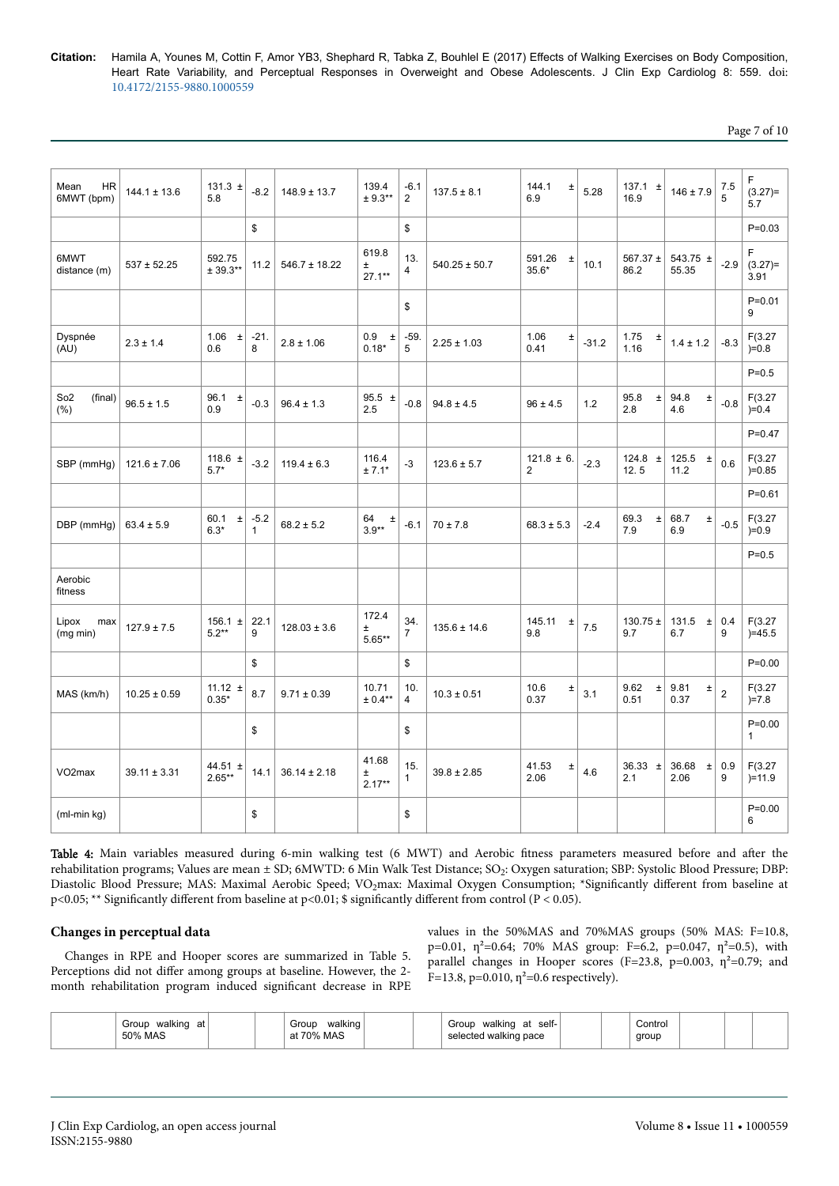| | | | | | | | | | | | | |
|---|---|---|---|---|---|---|---|---|---|---|---|---|
| Mean HR 6MWT (bpm) | 144.1 ± 13.6 | 131.3 ± 5.8 | -8.2 | 148.9 ± 13.7 | 139.4 ± 9.3** | -6.1 2 | 137.5 ± 8.1 | 144.1 ± 6.9 | 5.28 | 137.1 ± 16.9 | 146 ± 7.9 | 7.5 5 | F (3.27)= 5.7 |
| | | | $ | | | $ | | | | | | | P=0.03 |
| 6MWT distance (m) | 537 ± 52.25 | 592.75 ± 39.3** | 11.2 | 546.7 ± 18.22 | 619.8 ± 27.1** | 13. 4 | 540.25 ± 50.7 | 591.26 ± 35.6* | 10.1 | 567.37 ± 86.2 | 543.75 ± 55.35 | -2.9 | F (3.27)= 3.91 |
| | | | | | | $ | | | | | | | P=0.01 9 |
| Dyspnée (AU) | 2.3 ± 1.4 | 1.06 ± 0.6 | -21. 8 | 2.8 ± 1.06 | 0.9 ± 0.18* | -59. 5 | 2.25 ± 1.03 | 1.06 ± 0.41 | -31.2 | 1.75 ± 1.16 | 1.4 ± 1.2 | -8.3 | F(3.27 )=0.8 |
| | | | | | | | | | | | | | P=0.5 |
| So2 (final) (%) | 96.5 ± 1.5 | 96.1 ± 0.9 | -0.3 | 96.4 ± 1.3 | 95.5 ± 2.5 | -0.8 | 94.8 ± 4.5 | 96 ± 4.5 | 1.2 | 95.8 ± 2.8 | 94.8 ± 4.6 | -0.8 | F(3.27 )=0.4 |
| | | | | | | | | | | | | | P=0.47 |
| SBP (mmHg) | 121.6 ± 7.06 | 118.6 ± 5.7* | -3.2 | 119.4 ± 6.3 | 116.4 ± 7.1* | -3 | 123.6 ± 5.7 | 121.8 ± 6. 2 | -2.3 | 124.8 ± 12. 5 | 125.5 ± 11.2 | 0.6 | F(3.27 )=0.85 |
| | | | | | | | | | | | | | P=0.61 |
| DBP (mmHg) | 63.4 ± 5.9 | 60.1 ± 6.3* | -5.2 1 | 68.2 ± 5.2 | 64 ± 3.9** | -6.1 | 70 ± 7.8 | 68.3 ± 5.3 | -2.4 | 69.3 ± 7.9 | 68.7 ± 6.9 | -0.5 | F(3.27 )=0.9 |
| | | | | | | | | | | | | | P=0.5 |
| Aerobic fitness | | | | | | | | | | | | | |
| Lipox max (mg min) | 127.9 ± 7.5 | 156.1 ± 5.2** | 22.1 9 | 128.03 ± 3.6 | 172.4 ± 5.65** | 34. 7 | 135.6 ± 14.6 | 145.11 ± 9.8 | 7.5 | 130.75 ± 9.7 | 131.5 ± 6.7 | 0.4 9 | F(3.27 )=45.5 |
| | | | $ | | | $ | | | | | | | P=0.00 |
| MAS (km/h) | 10.25 ± 0.59 | 11.12 ± 0.35* | 8.7 | 9.71 ± 0.39 | 10.71 ± 0.4** | 10. 4 | 10.3 ± 0.51 | 10.6 ± 0.37 | 3.1 | 9.62 ± 0.51 | 9.81 ± 0.37 | 2 | F(3.27 )=7.8 |
| | | | $ | | | $ | | | | | | | P=0.00 1 |
| VO2max | 39.11 ± 3.31 | 44.51 ± 2.65** | 14.1 | 36.14 ± 2.18 | 41.68 ± 2.17** | 15. 1 | 39.8 ± 2.85 | 41.53 ± 2.06 | 4.6 | 36.33 ± 2.1 | 36.68 ± 2.06 | 0.9 9 | F(3.27 )=11.9 |
| (ml-min kg) | | | $ | | | $ | | | | | | | P=0.00 6 |

**Table 4:** Main variables measured during 6-min walking test (6 MWT) and Aerobic fitness parameters measured before and after the rehabilitation programs; Values are mean ± SD; 6MWTD: 6 Min Walk Test Distance; $SO_2$: Oxygen saturation; SBP: Systolic Blood Pressure; DBP: Diastolic Blood Pressure; MAS: Maximal Aerobic Speed; $VO_2max$: Maximal Oxygen Consumption; *Significantly different from baseline at $p<0.05$; ** Significantly different from baseline at $p<0.01$; $ significantly different from control ($P < 0.05$).

### Changes in perceptual data

Changes in RPE and Hooper scores are summarized in Table 5. Perceptions did not differ among groups at baseline. However, the 2-month rehabilitation program induced significant decrease in RPE values in the 50%MAS and 70%MAS groups (50% MAS: F=10.8, p=0.01, $\eta^2$=0.64; 70% MAS group: F=6.2, p=0.047, $\eta^2$=0.5), with parallel changes in Hooper scores (F=23.8, p=0.003, $\eta^2$=0.79; and F=13.8, p=0.010, $\eta^2$=0.6 respectively).

| | Group walking at 50% MAS | | | Group walking at 70% MAS | | | Group walking at self-selected walking pace | | | Control group | | | |
|---|---|---|---|---|---|---|---|---|---|---|---|---|---|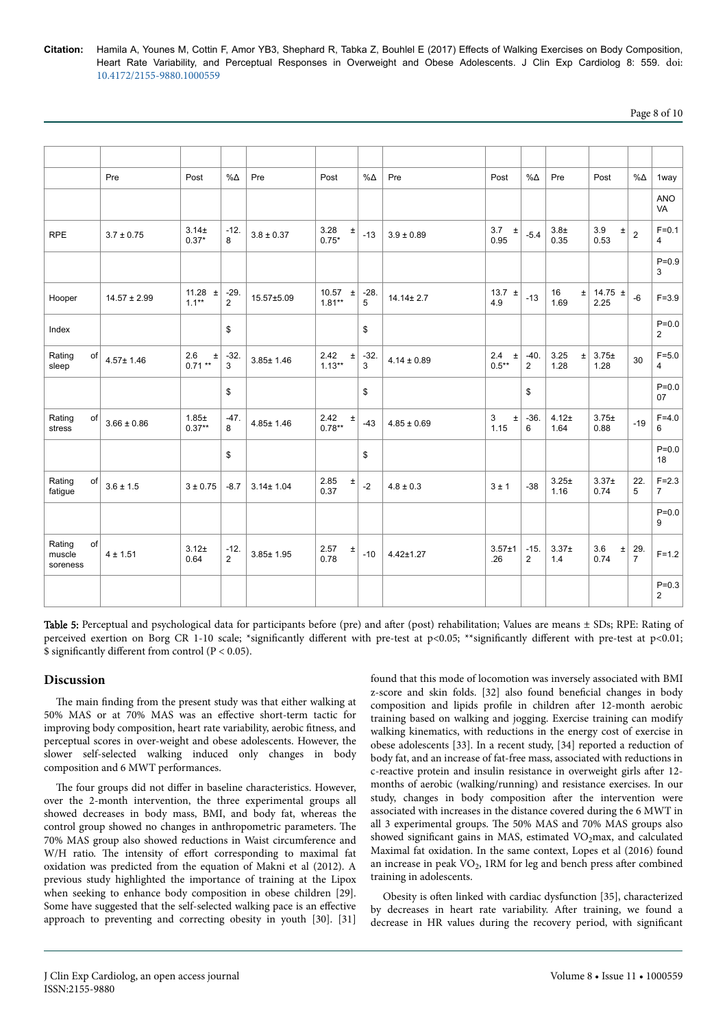| | | | | | | | | | | | | | |
|---|---|---|---|---|---|---|---|---|---|---|---|---|---|
| | Pre | Post | %Δ | Pre | Post | %Δ | Pre | Post | %Δ | Pre | Post | %Δ | 1way |
| | | | | | | | | | | | | | ANOVA |
| RPE | 3.7 ± 0.75 | 3.14± 0.37* | -12.8 | 3.8 ± 0.37 | 3.28 ± 0.75* | -13 | 3.9 ± 0.89 | 3.7 ± 0.95 | -5.4 | 3.8± 0.35 | 3.9 ± 0.53 | 2 | F=0.14 |
| | | | | | | | | | | | | | P=0.93 |
| Hooper | 14.57 ± 2.99 | 11.28 ± 1.1** | -29.2 | 15.57±5.09 | 10.57 ± 1.81** | -28.5 | 14.14± 2.7 | 13.7 ± 4.9 | -13 | 16 ± 1.69 | 14.75 ± 2.25 | -6 | F=3.9 |
| Index | | | $ | | | $ | | | | | | | P=0.02 |
| Rating of sleep | 4.57± 1.46 | 2.6 ± 0.71 ** | -32.3 | 3.85± 1.46 | 2.42 ± 1.13** | -32.3 | 4.14 ± 0.89 | 2.4 ± 0.5** | -40.2 | 3.25 ± 1.28 | 3.75± 1.28 | 30 | F=5.04 |
| | | | $ | | | $ | | | $ | | | | P=0.007 |
| Rating of stress | 3.66 ± 0.86 | 1.85± 0.37** | -47.8 | 4.85± 1.46 | 2.42 ± 0.78** | -43 | 4.85 ± 0.69 | 3 ± 1.15 | -36.6 | 4.12± 1.64 | 3.75± 0.88 | -19 | F=4.06 |
| | | | $ | | | $ | | | | | | | P=0.018 |
| Rating of fatigue | 3.6 ± 1.5 | 3 ± 0.75 | -8.7 | 3.14± 1.04 | 2.85 ± 0.37 | -2 | 4.8 ± 0.3 | 3 ± 1 | -38 | 3.25± 1.16 | 3.37± 0.74 | 22.5 | F=2.37 |
| | | | | | | | | | | | | | P=0.09 |
| Rating of muscle soreness | 4 ± 1.51 | 3.12± 0.64 | -12.2 | 3.85± 1.95 | 2.57 ± 0.78 | -10 | 4.42±1.27 | 3.57±1.26 | -15.2 | 3.37± 1.4 | 3.6 ± 0.74 | 29.7 | F=1.2 |
| | | | | | | | | | | | | | P=0.32 |

**Table 5:** Perceptual and psychological data for participants before (pre) and after (post) rehabilitation; Values are means ± SDs; RPE: Rating of perceived exertion on Borg CR 1-10 scale; *significantly different with pre-test at p<0.05; **significantly different with pre-test at p<0.01; $ significantly different from control (P < 0.05).

## Discussion

The main finding from the present study was that either walking at 50% MAS or at 70% MAS was an effective short-term tactic for improving body composition, heart rate variability, aerobic fitness, and perceptual scores in over-weight and obese adolescents. However, the slower self-selected walking induced only changes in body composition and 6 MWT performances.

The four groups did not differ in baseline characteristics. However, over the 2-month intervention, the three experimental groups all showed decreases in body mass, BMI, and body fat, whereas the control group showed no changes in anthropometric parameters. The 70% MAS group also showed reductions in Waist circumference and W/H ratio. The intensity of effort corresponding to maximal fat oxidation was predicted from the equation of Makni et al (2012). A previous study highlighted the importance of training at the Lipox when seeking to enhance body composition in obese children [29]. Some have suggested that the self-selected walking pace is an effective approach to preventing and correcting obesity in youth [30]. [31] found that this mode of locomotion was inversely associated with BMI z-score and skin folds. [32] also found beneficial changes in body composition and lipids profile in children after 12-month aerobic training based on walking and jogging. Exercise training can modify walking kinematics, with reductions in the energy cost of exercise in obese adolescents [33]. In a recent study, [34] reported a reduction of body fat, and an increase of fat-free mass, associated with reductions in c-reactive protein and insulin resistance in overweight girls after 12-months of aerobic (walking/running) and resistance exercises. In our study, changes in body composition after the intervention were associated with increases in the distance covered during the 6 MWT in all 3 experimental groups. The 50% MAS and 70% MAS groups also showed significant gains in MAS, estimated $VO_2$max, and calculated Maximal fat oxidation. In the same context, Lopes et al (2016) found an increase in peak $VO_2$, 1RM for leg and bench press after combined training in adolescents.

Obesity is often linked with cardiac dysfunction [35], characterized by decreases in heart rate variability. After training, we found a decrease in HR values during the recovery period, with significant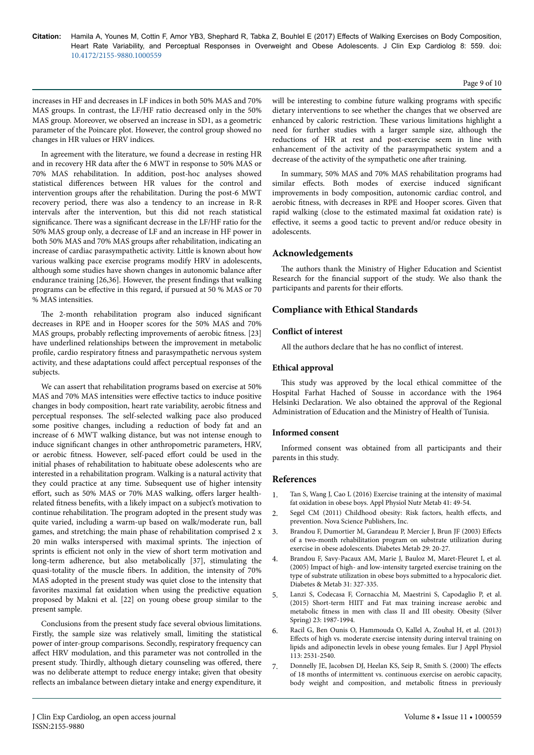increases in HF and decreases in LF indices in both 50% MAS and 70% MAS groups. In contrast, the LF/HF ratio decreased only in the 50% MAS group. Moreover, we observed an increase in SD1, as a geometric parameter of the Poincare plot. However, the control group showed no changes in HR values or HRV indices.

In agreement with the literature, we found a decrease in resting HR and in recovery HR data after the 6 MWT in response to 50% MAS or 70% MAS rehabilitation. In addition, post-hoc analyses showed statistical differences between HR values for the control and intervention groups after the rehabilitation. During the post-6 MWT recovery period, there was also a tendency to an increase in R-R intervals after the intervention, but this did not reach statistical significance. There was a significant decrease in the LF/HF ratio for the 50% MAS group only, a decrease of LF and an increase in HF power in both 50% MAS and 70% MAS groups after rehabilitation, indicating an increase of cardiac parasympathetic activity. Little is known about how various walking pace exercise programs modify HRV in adolescents, although some studies have shown changes in autonomic balance after endurance training [26,36]. However, the present findings that walking programs can be effective in this regard, if pursued at 50 % MAS or 70 % MAS intensities.

The 2-month rehabilitation program also induced significant decreases in RPE and in Hooper scores for the 50% MAS and 70% MAS groups, probably reflecting improvements of aerobic fitness. [23] have underlined relationships between the improvement in metabolic profile, cardio respiratory fitness and parasympathetic nervous system activity, and these adaptations could affect perceptual responses of the subjects.

We can assert that rehabilitation programs based on exercise at 50% MAS and 70% MAS intensities were effective tactics to induce positive changes in body composition, heart rate variability, aerobic fitness and perceptual responses. The self-selected walking pace also produced some positive changes, including a reduction of body fat and an increase of 6 MWT walking distance, but was not intense enough to induce significant changes in other anthropometric parameters, HRV, or aerobic fitness. However, self-paced effort could be used in the initial phases of rehabilitation to habituate obese adolescents who are interested in a rehabilitation program. Walking is a natural activity that they could practice at any time. Subsequent use of higher intensity effort, such as 50% MAS or 70% MAS walking, offers larger health-related fitness benefits, with a likely impact on a subject's motivation to continue rehabilitation. The program adopted in the present study was quite varied, including a warm-up based on walk/moderate run, ball games, and stretching; the main phase of rehabilitation comprised 2 x 20 min walks interspersed with maximal sprints. The injection of sprints is efficient not only in the view of short term motivation and long-term adherence, but also metabolically [37], stimulating the quasi-totality of the muscle fibers. In addition, the intensity of 70% MAS adopted in the present study was quiet close to the intensity that favorites maximal fat oxidation when using the predictive equation proposed by Makni et al. [22] on young obese group similar to the present sample.

Conclusions from the present study face several obvious limitations. Firstly, the sample size was relatively small, limiting the statistical power of inter-group comparisons. Secondly, respiratory frequency can affect HRV modulation, and this parameter was not controlled in the present study. Thirdly, although dietary counseling was offered, there was no deliberate attempt to reduce energy intake; given that obesity reflects an imbalance between dietary intake and energy expenditure, it will be interesting to combine future walking programs with specific dietary interventions to see whether the changes that we observed are enhanced by caloric restriction. These various limitations highlight a need for further studies with a larger sample size, although the reductions of HR at rest and post-exercise seem in line with enhancement of the activity of the parasympathetic system and a decrease of the activity of the sympathetic one after training.

In summary, 50% MAS and 70% MAS rehabilitation programs had similar effects. Both modes of exercise induced significant improvements in body composition, autonomic cardiac control, and aerobic fitness, with decreases in RPE and Hooper scores. Given that rapid walking (close to the estimated maximal fat oxidation rate) is effective, it seems a good tactic to prevent and/or reduce obesity in adolescents.

## Acknowledgements

The authors thank the Ministry of Higher Education and Scientist Research for the financial support of the study. We also thank the participants and parents for their efforts.

## Compliance with Ethical Standards

### Conflict of interest

All the authors declare that he has no conflict of interest.

### Ethical approval

This study was approved by the local ethical committee of the Hospital Farhat Hached of Sousse in accordance with the 1964 Helsinki Declaration. We also obtained the approval of the Regional Administration of Education and the Ministry of Health of Tunisia.

### Informed consent

Informed consent was obtained from all participants and their parents in this study.

## References

1. Tan S, Wang J, Cao L (2016) Exercise training at the intensity of maximal fat oxidation in obese boys. Appl Physiol Nutr Metab 41: 49-54.
2. Segel CM (2011) Childhood obesity: Risk factors, health effects, and prevention. Nova Science Publishers, Inc.
3. Brandou F, Dumortier M, Garandeau P, Mercier J, Brun JF (2003) Effects of a two-month rehabilitation program on substrate utilization during exercise in obese adolescents. Diabetes Metab 29: 20-27.
4. Brandou F, Savy-Pacaux AM, Marie J, Bauloz M, Maret-Fleuret I, et al. (2005) Impact of high- and low-intensity targeted exercise training on the type of substrate utilization in obese boys submitted to a hypocaloric diet. Diabetes & Metab 31: 327-335.
5. Lanzi S, Codecasa F, Cornacchia M, Maestrini S, Capodaglio P, et al. (2015) Short-term HIIT and Fat max training increase aerobic and metabolic fitness in men with class II and III obesity. Obesity (Silver Spring) 23: 1987-1994.
6. Racil G, Ben Ounis O, Hammouda O, Kallel A, Zouhal H, et al. (2013) Effects of high vs. moderate exercise intensity during interval training on lipids and adiponectin levels in obese young females. Eur J Appl Physiol 113: 2531-2540.
7. Donnelly JE, Jacobsen DJ, Heelan KS, Seip R, Smith S. (2000) The effects of 18 months of intermittent vs. continuous exercise on aerobic capacity, body weight and composition, and metabolic fitness in previously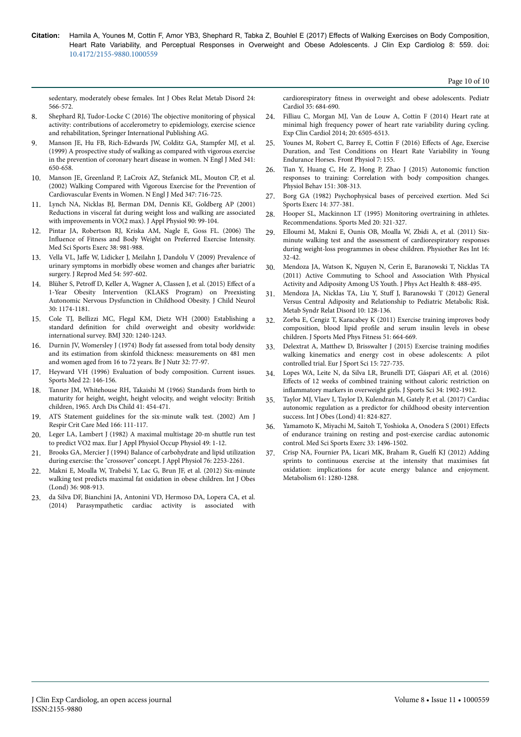sedentary, moderately obese females. Int J Obes Relat Metab Disord 24: 566-572.

8. Shephard RJ, Tudor-Locke C (2016) The objective monitoring of physical activity: contributions of accelerometry to epidemiology, exercise science and rehabilitation, Springer International Publishing AG.
9. Manson JE, Hu FB, Rich-Edwards JW, Colditz GA, Stampfer MJ, et al. (1999) A prospective study of walking as compared with vigorous exercise in the prevention of coronary heart disease in women. N Engl J Med 341: 650-658.
10. Manson JE, Greenland P, LaCroix AZ, Stefanick ML, Mouton CP, et al. (2002) Walking Compared with Vigorous Exercise for the Prevention of Cardiovascular Events in Women. N Engl J Med 347: 716-725.
11. Lynch NA, Nicklas BJ, Berman DM, Dennis KE, Goldberg AP (2001) Reductions in visceral fat during weight loss and walking are associated with improvements in VO(2 max). J Appl Physiol 90: 99-104.
12. Pintar JA, Robertson RJ, Kriska AM, Nagle E, Goss FL. (2006) The Influence of Fitness and Body Weight on Preferred Exercise Intensity. Med Sci Sports Exerc 38: 981-988.
13. Vella VL, Jaffe W, Lidicker J, Meilahn J, Dandolu V (2009) Prevalence of urinary symptoms in morbidly obese women and changes after bariatric surgery. J Reprod Med 54: 597-602.
14. Blüher S, Petroff D, Keller A, Wagner A, Classen J, et al. (2015) Effect of a 1-Year Obesity Intervention (KLAKS Program) on Preexisting Autonomic Nervous Dysfunction in Childhood Obesity. J Child Neurol 30: 1174-1181.
15. Cole TJ, Bellizzi MC, Flegal KM, Dietz WH (2000) Establishing a standard definition for child overweight and obesity worldwide: international survey. BMJ 320: 1240-1243.
16. Durnin JV, Womersley J (1974) Body fat assessed from total body density and its estimation from skinfold thickness: measurements on 481 men and women aged from 16 to 72 years. Br J Nutr 32: 77-97.
17. Heyward VH (1996) Evaluation of body composition. Current issues. Sports Med 22: 146-156.
18. Tanner JM, Whitehouse RH, Takaishi M (1966) Standards from birth to maturity for height, weight, height velocity, and weight velocity: British children, 1965. Arch Dis Child 41: 454-471.
19. ATS Statement guidelines for the six-minute walk test. (2002) Am J Respir Crit Care Med 166: 111-117.
20. Leger LA, Lambert J (1982) A maximal multistage 20-m shuttle run test to predict VO2 max. Eur J Appl Physiol Occup Physiol 49: 1-12.
21. Brooks GA, Mercier J (1994) Balance of carbohydrate and lipid utilization during exercise: the "crossover" concept. J Appl Physiol 76: 2253-2261.
22. Makni E, Moalla W, Trabelsi Y, Lac G, Brun JF, et al. (2012) Six-minute walking test predicts maximal fat oxidation in obese children. Int J Obes (Lond) 36: 908-913.
23. da Silva DF, Bianchini JA, Antonini VD, Hermoso DA, Lopera CA, et al. (2014) Parasympathetic cardiac activity is associated with cardiorespiratory fitness in overweight and obese adolescents. Pediatr Cardiol 35: 684-690.
24. Filliau C, Morgan MJ, Van de Louw A, Cottin F (2014) Heart rate at minimal high frequency power of heart rate variability during cycling. Exp Clin Cardiol 2014; 20: 6505-6513.
25. Younes M, Robert C, Barrey E, Cottin F (2016) Effects of Age, Exercise Duration, and Test Conditions on Heart Rate Variability in Young Endurance Horses. Front Physiol 7: 155.
26. Tian Y, Huang C, He Z, Hong P, Zhao J (2015) Autonomic function responses to training: Correlation with body composition changes. Physiol Behav 151: 308-313.
27. Borg GA (1982) Psychophysical bases of perceived exertion. Med Sci Sports Exerc 14: 377-381.
28. Hooper SL, Mackinnon LT (1995) Monitoring overtraining in athletes. Recommendations. Sports Med 20: 321-327.
29. Elloumi M, Makni E, Ounis OB, Moalla W, Zbidi A, et al. (2011) Six-minute walking test and the assessment of cardiorespiratory responses during weight-loss programmes in obese children. Physiother Res Int 16: 32-42.
30. Mendoza JA, Watson K, Nguyen N, Cerin E, Baranowski T, Nicklas TA (2011) Active Commuting to School and Association With Physical Activity and Adiposity Among US Youth. J Phys Act Health 8: 488-495.
31. Mendoza JA, Nicklas TA, Liu Y, Stuff J, Baranowski T (2012) General Versus Central Adiposity and Relationship to Pediatric Metabolic Risk. Metab Syndr Relat Disord 10: 128-136.
32. Zorba E, Cengiz T, Karacabey K (2011) Exercise training improves body composition, blood lipid profile and serum insulin levels in obese children. J Sports Med Phys Fitness 51: 664-669.
33. Delextrat A, Matthew D, Brisswalter J (2015) Exercise training modifies walking kinematics and energy cost in obese adolescents: A pilot controlled trial. Eur J Sport Sci 15: 727-735.
34. Lopes WA, Leite N, da Silva LR, Brunelli DT, Gáspari AF, et al. (2016) Effects of 12 weeks of combined training without caloric restriction on inflammatory markers in overweight girls. J Sports Sci 34: 1902-1912.
35. Taylor MJ, Vlaev I, Taylor D, Kulendran M, Gately P, et al. (2017) Cardiac autonomic regulation as a predictor for childhood obesity intervention success. Int J Obes (Lond) 41: 824-827.
36. Yamamoto K, Miyachi M, Saitoh T, Yoshioka A, Onodera S (2001) Effects of endurance training on resting and post-exercise cardiac autonomic control. Med Sci Sports Exerc 33: 1496-1502.
37. Crisp NA, Fournier PA, Licari MK, Braham R, Guelfi KJ (2012) Adding sprints to continuous exercise at the intensity that maximises fat oxidation: implications for acute energy balance and enjoyment. Metabolism 61: 1280-1288.